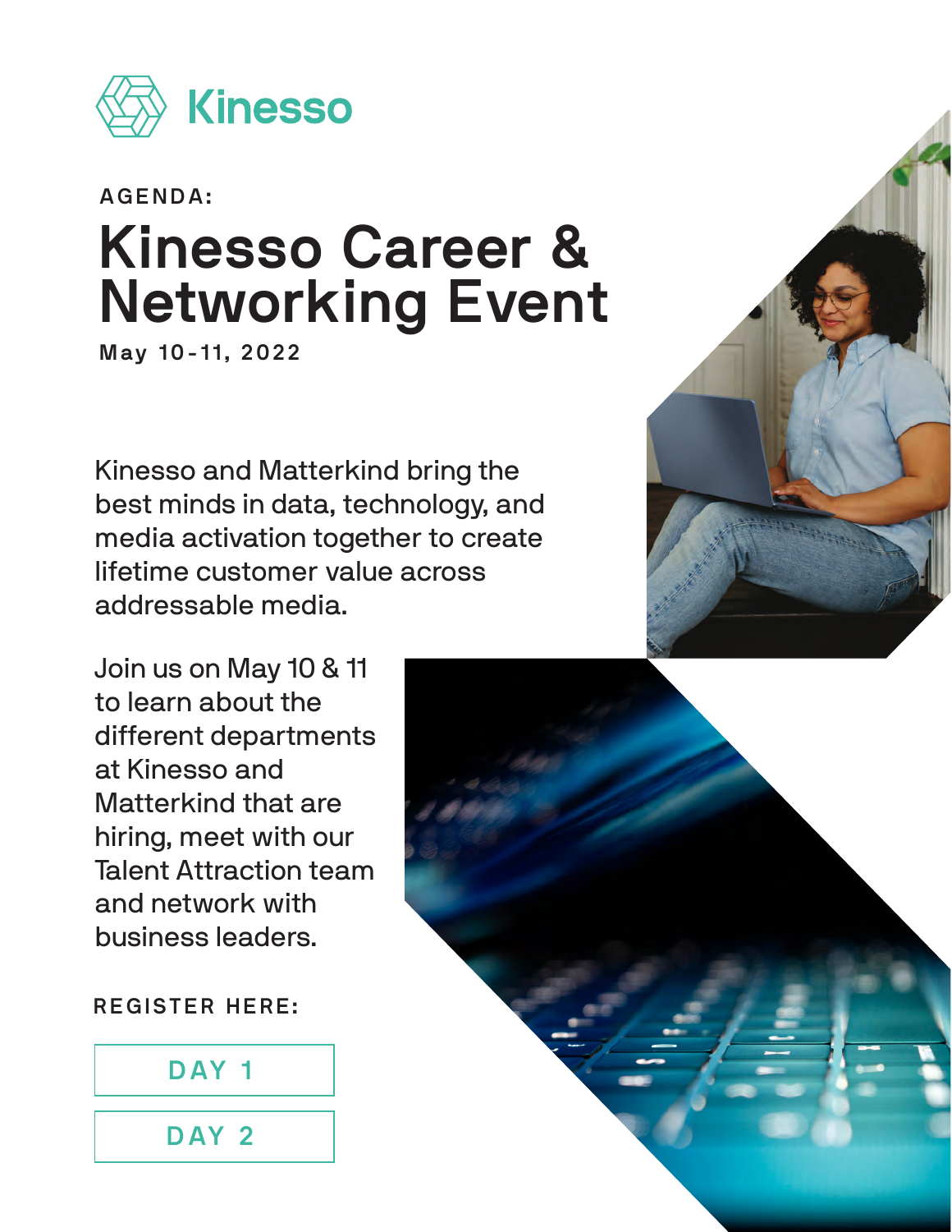Kinesso

AGENDA:

# Kinesso Career & Networking Event

**May 10-11, 2022**

Kinesso and Matterkind bring the best minds in data, technology, and media activation together to create lifetime customer value across addressable media.

Join us on May 10 & 11 to learn about the different departments at Kinesso and Matterkind that are hiring, meet with our Talent Attraction team and network with business leaders.

**REGISTER HERE:**

DAY 1

DAY 2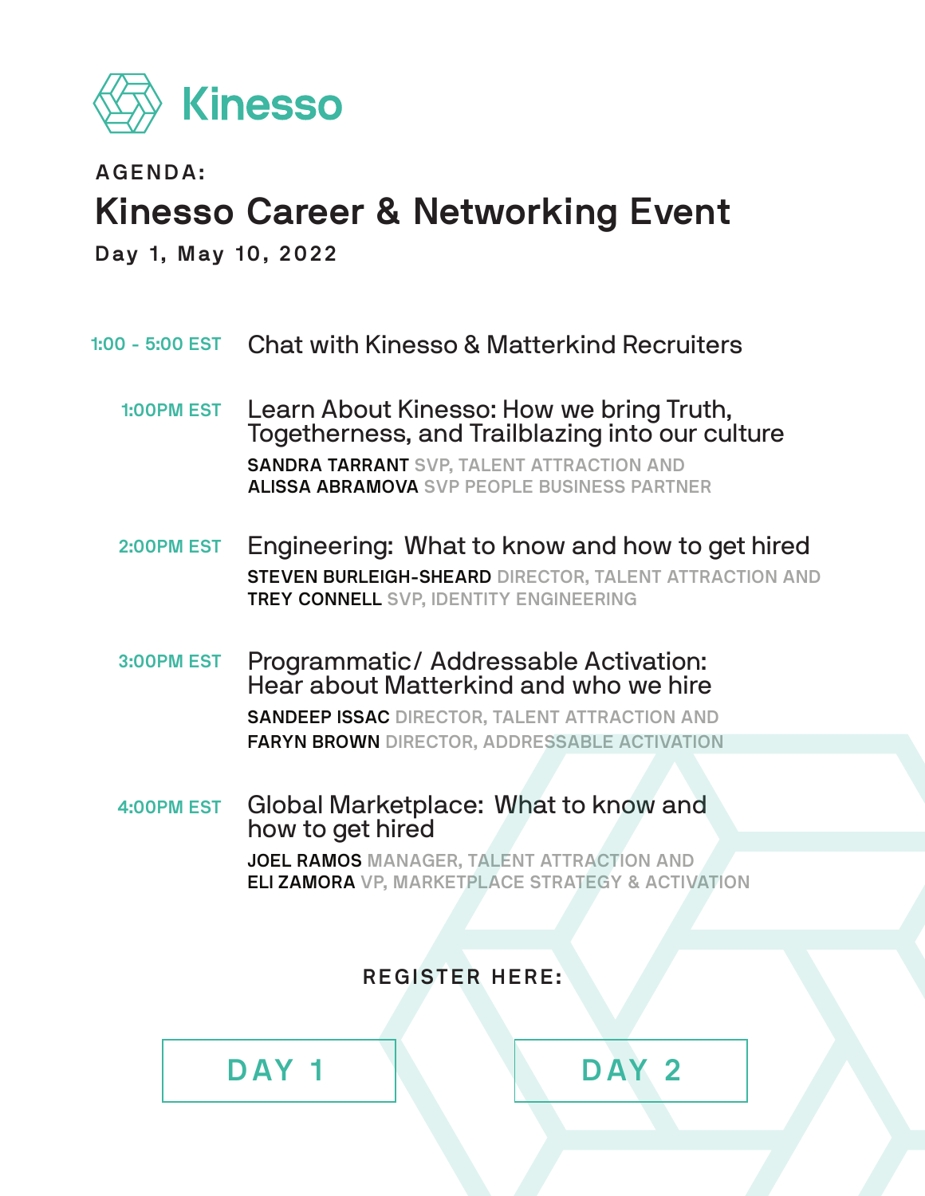Kinesso

AGENDA:

# Kinesso Career & Networking Event

**Day 1, May 10, 2022**

**1:00 - 5:00 EST** — Chat with Kinesso & Matterkind Recruiters

**1:00PM EST** — Learn About Kinesso: How we bring Truth, Togetherness, and Trailblazing into our culture

**SANDRA TARRANT** SVP, TALENT ATTRACTION AND
**ALISSA ABRAMOVA** SVP PEOPLE BUSINESS PARTNER

**2:00PM EST** — Engineering: What to know and how to get hired

**STEVEN BURLEIGH-SHEARD** DIRECTOR, TALENT ATTRACTION AND
**TREY CONNELL** SVP, IDENTITY ENGINEERING

**3:00PM EST** — Programmatic/ Addressable Activation: Hear about Matterkind and who we hire

**SANDEEP ISSAC** DIRECTOR, TALENT ATTRACTION AND
**FARYN BROWN** DIRECTOR, ADDRESSABLE ACTIVATION

**4:00PM EST** — Global Marketplace: What to know and how to get hired

**JOEL RAMOS** MANAGER, TALENT ATTRACTION AND
**ELI ZAMORA** VP, MARKETPLACE STRATEGY & ACTIVATION

REGISTER HERE:

DAY 1 | DAY 2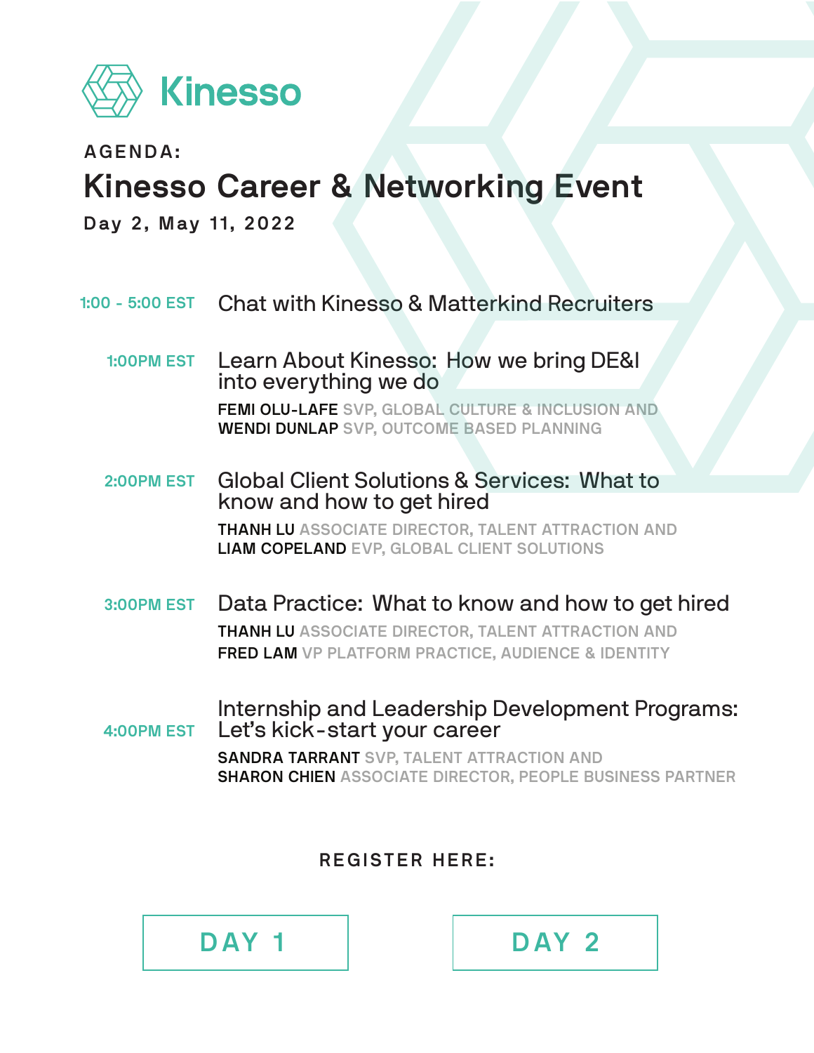Kinesso

AGENDA:

# Kinesso Career & Networking Event

**Day 2, May 11, 2022**

**1:00 - 5:00 EST** Chat with Kinesso & Matterkind Recruiters

**1:00PM EST** Learn About Kinesso: How we bring DE&I into everything we do

**FEMI OLU-LAFE** SVP, GLOBAL CULTURE & INCLUSION AND
**WENDI DUNLAP** SVP, OUTCOME BASED PLANNING

**2:00PM EST** Global Client Solutions & Services: What to know and how to get hired

**THANH LU** ASSOCIATE DIRECTOR, TALENT ATTRACTION AND
**LIAM COPELAND** EVP, GLOBAL CLIENT SOLUTIONS

**3:00PM EST** Data Practice: What to know and how to get hired

**THANH LU** ASSOCIATE DIRECTOR, TALENT ATTRACTION AND
**FRED LAM** VP PLATFORM PRACTICE, AUDIENCE & IDENTITY

**4:00PM EST** Internship and Leadership Development Programs: Let's kick-start your career

**SANDRA TARRANT** SVP, TALENT ATTRACTION AND
**SHARON CHIEN** ASSOCIATE DIRECTOR, PEOPLE BUSINESS PARTNER

REGISTER HERE:

DAY 1

DAY 2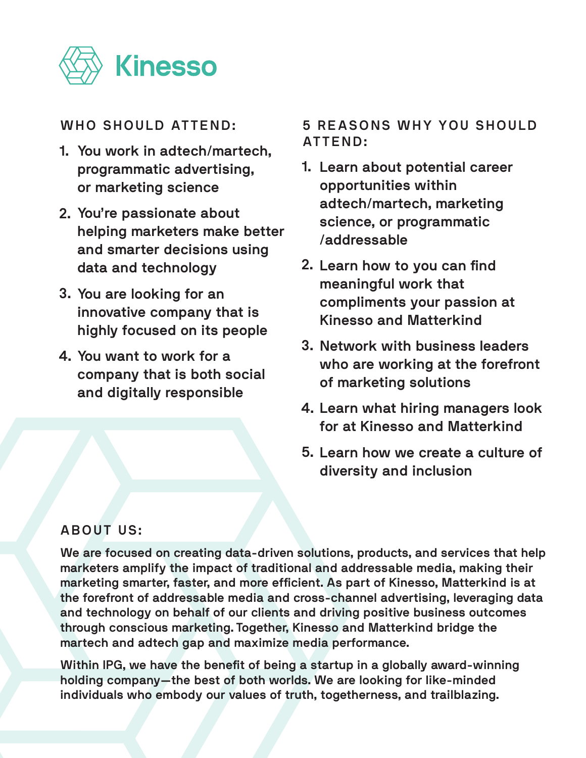Kinesso

## WHO SHOULD ATTEND:

1. You work in adtech/martech, programmatic advertising, or marketing science
2. You're passionate about helping marketers make better and smarter decisions using data and technology
3. You are looking for an innovative company that is highly focused on its people
4. You want to work for a company that is both social and digitally responsible

## 5 REASONS WHY YOU SHOULD ATTEND:

1. Learn about potential career opportunities within adtech/martech, marketing science, or programmatic /addressable
2. Learn how to you can find meaningful work that compliments your passion at Kinesso and Matterkind
3. Network with business leaders who are working at the forefront of marketing solutions
4. Learn what hiring managers look for at Kinesso and Matterkind
5. Learn how we create a culture of diversity and inclusion

## ABOUT US:

We are focused on creating data-driven solutions, products, and services that help marketers amplify the impact of traditional and addressable media, making their marketing smarter, faster, and more efficient. As part of Kinesso, Matterkind is at the forefront of addressable media and cross-channel advertising, leveraging data and technology on behalf of our clients and driving positive business outcomes through conscious marketing. Together, Kinesso and Matterkind bridge the martech and adtech gap and maximize media performance.

Within IPG, we have the benefit of being a startup in a globally award-winning holding company—the best of both worlds. We are looking for like-minded individuals who embody our values of truth, togetherness, and trailblazing.